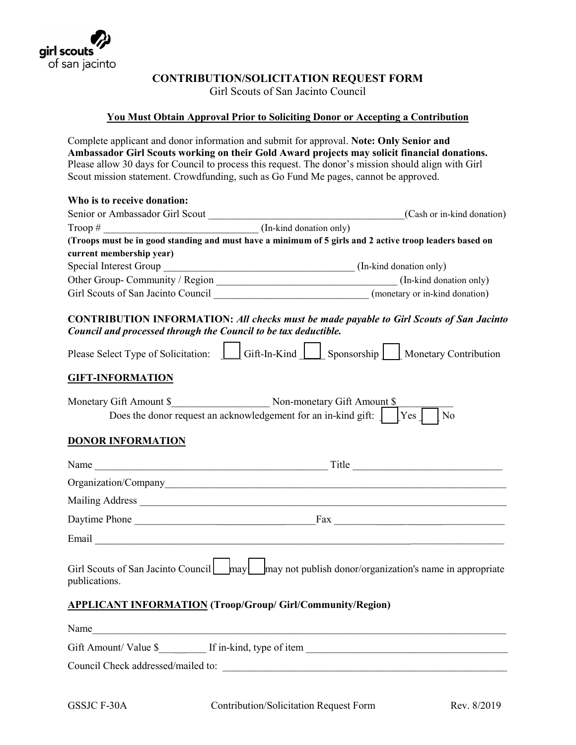girl scouts of san jacinto

# CONTRIBUTION/SOLICITATION REQUEST FORM

Girl Scouts of San Jacinto Council

**You Must Obtain Approval Prior to Soliciting Donor or Accepting a Contribution**

Complete applicant and donor information and submit for approval. **Note: Only Senior and Ambassador Girl Scouts working on their Gold Award projects may solicit financial donations.** Please allow 30 days for Council to process this request. The donor's mission should align with Girl Scout mission statement. Crowdfunding, such as Go Fund Me pages, cannot be approved.

**Who is to receive donation:**

Senior or Ambassador Girl Scout ______________________________________(Cash or in-kind donation)

Troop # ______________________________ (In-kind donation only)

**(Troops must be in good standing and must have a minimum of 5 girls and 2 active troop leaders based on current membership year)**

Special Interest Group ____________________________________ (In-kind donation only)

Other Group- Community / Region ___________________________________ (In-kind donation only)

Girl Scouts of San Jacinto Council ______________________________ (monetary or in-kind donation)

**CONTRIBUTION INFORMATION:** ***All checks must be made payable to Girl Scouts of San Jacinto Council and processed through the Council to be tax deductible.***

Please Select Type of Solicitation: ☐ Gift-In-Kind ☐ Sponsorship ☐ Monetary Contribution

## GIFT-INFORMATION

Monetary Gift Amount $___________________ Non-monetary Gift Amount $___________

Does the donor request an acknowledgement for an in-kind gift: ☐ Yes ☐ No

## DONOR INFORMATION

Name _____________________________________________ Title ____________________________

Organization/Company____________________________________________________________________

Mailing Address _________________________________________________________________________

Daytime Phone ___________________________________Fax __________________________________

Email __________________________________________________________________________________

Girl Scouts of San Jacinto Council ☐ may ☐ may not publish donor/organization's name in appropriate publications.

## APPLICANT INFORMATION (Troop/Group/ Girl/Community/Region)

Name___________________________________________________________________________________

Gift Amount/ Value $_________ If in-kind, type of item _______________________________________

Council Check addressed/mailed to: ________________________________________________________

GSSJC F-30A Contribution/Solicitation Request Form Rev. 8/2019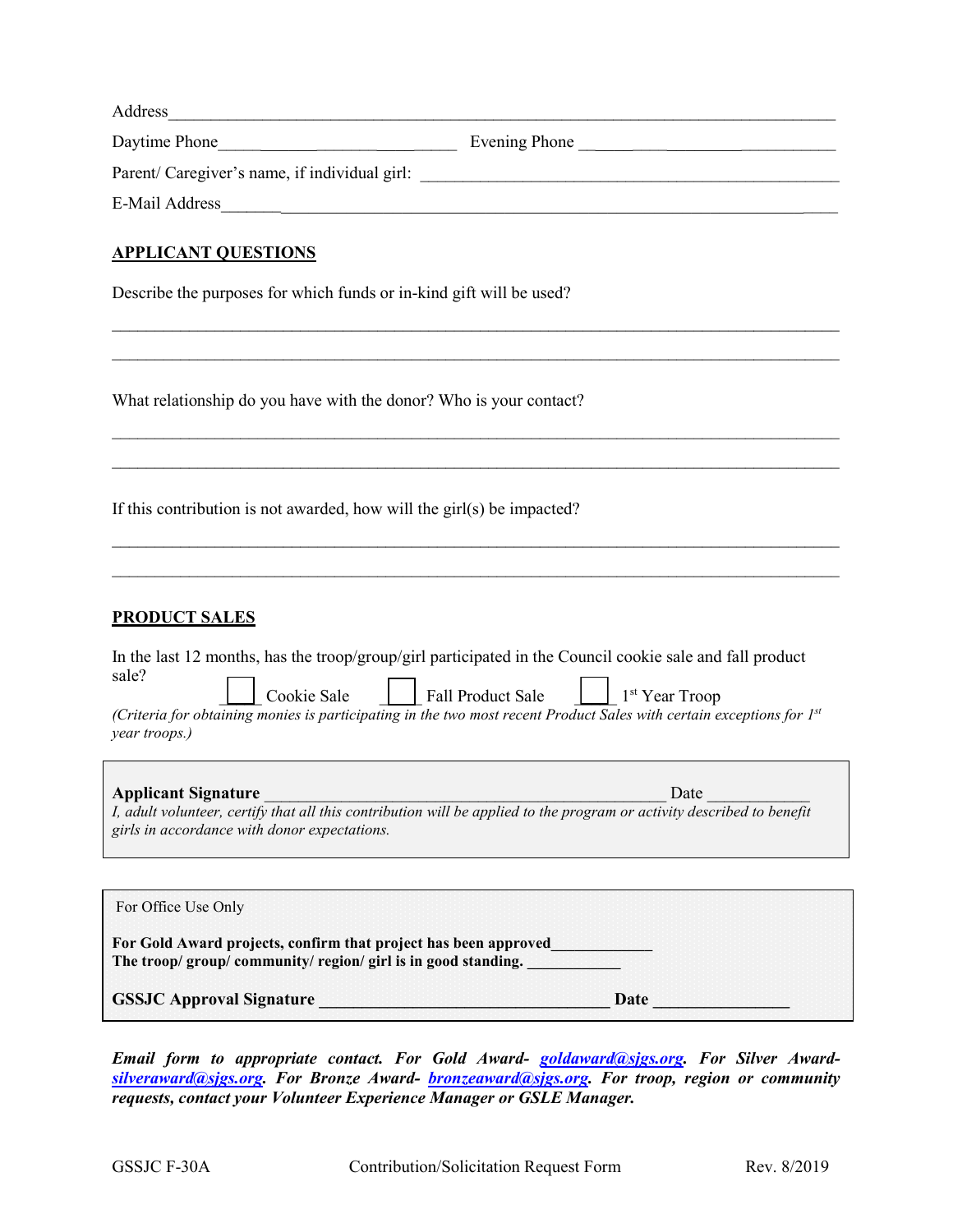Address\_\_\_\_\_\_\_\_\_\_\_\_\_\_\_\_\_\_\_\_\_\_\_\_\_\_\_\_\_\_\_\_\_\_\_\_\_\_\_\_\_\_\_\_\_\_\_\_\_\_\_\_\_\_\_\_\_\_\_\_\_\_\_\_\_\_

Daytime Phone\_\_\_\_\_\_\_\_\_\_\_\_\_\_\_\_\_\_\_\_\_\_\_\_ Evening Phone \_\_\_\_\_\_\_\_\_\_\_\_\_\_\_\_\_\_\_\_\_\_\_\_

Parent/ Caregiver's name, if individual girl: \_\_\_\_\_\_\_\_\_\_\_\_\_\_\_\_\_\_\_\_\_\_\_\_\_\_\_\_\_\_\_\_\_\_\_\_\_\_\_\_

E-Mail Address\_\_\_\_\_\_\_\_\_\_\_\_\_\_\_\_\_\_\_\_\_\_\_\_\_\_\_\_\_\_\_\_\_\_\_\_\_\_\_\_\_\_\_\_\_\_\_\_\_\_\_\_\_\_\_\_\_\_\_\_

## APPLICANT QUESTIONS

Describe the purposes for which funds or in-kind gift will be used?

\_\_\_\_\_\_\_\_\_\_\_\_\_\_\_\_\_\_\_\_\_\_\_\_\_\_\_\_\_\_\_\_\_\_\_\_\_\_\_\_\_\_\_\_\_\_\_\_\_\_\_\_\_\_\_\_\_\_\_\_\_\_\_\_\_\_\_\_\_\_\_\_\_\_

\_\_\_\_\_\_\_\_\_\_\_\_\_\_\_\_\_\_\_\_\_\_\_\_\_\_\_\_\_\_\_\_\_\_\_\_\_\_\_\_\_\_\_\_\_\_\_\_\_\_\_\_\_\_\_\_\_\_\_\_\_\_\_\_\_\_\_\_\_\_\_\_\_\_

What relationship do you have with the donor? Who is your contact?

\_\_\_\_\_\_\_\_\_\_\_\_\_\_\_\_\_\_\_\_\_\_\_\_\_\_\_\_\_\_\_\_\_\_\_\_\_\_\_\_\_\_\_\_\_\_\_\_\_\_\_\_\_\_\_\_\_\_\_\_\_\_\_\_\_\_\_\_\_\_\_\_\_\_

\_\_\_\_\_\_\_\_\_\_\_\_\_\_\_\_\_\_\_\_\_\_\_\_\_\_\_\_\_\_\_\_\_\_\_\_\_\_\_\_\_\_\_\_\_\_\_\_\_\_\_\_\_\_\_\_\_\_\_\_\_\_\_\_\_\_\_\_\_\_\_\_\_\_

If this contribution is not awarded, how will the girl(s) be impacted?

\_\_\_\_\_\_\_\_\_\_\_\_\_\_\_\_\_\_\_\_\_\_\_\_\_\_\_\_\_\_\_\_\_\_\_\_\_\_\_\_\_\_\_\_\_\_\_\_\_\_\_\_\_\_\_\_\_\_\_\_\_\_\_\_\_\_\_\_\_\_\_\_\_\_

\_\_\_\_\_\_\_\_\_\_\_\_\_\_\_\_\_\_\_\_\_\_\_\_\_\_\_\_\_\_\_\_\_\_\_\_\_\_\_\_\_\_\_\_\_\_\_\_\_\_\_\_\_\_\_\_\_\_\_\_\_\_\_\_\_\_\_\_\_\_\_\_\_\_

## PRODUCT SALES

In the last 12 months, has the troop/group/girl participated in the Council cookie sale and fall product sale?

☐ Cookie Sale ☐ Fall Product Sale ☐ 1st Year Troop

*(Criteria for obtaining monies is participating in the two most recent Product Sales with certain exceptions for 1st year troops.)*

**Applicant Signature** \_\_\_\_\_\_\_\_\_\_\_\_\_\_\_\_\_\_\_\_\_\_\_\_\_\_\_\_\_\_\_\_\_\_\_\_\_\_\_\_ Date \_\_\_\_\_\_\_\_\_\_\_\_

*I, adult volunteer, certify that all this contribution will be applied to the program or activity described to benefit girls in accordance with donor expectations.*

For Office Use Only

**For Gold Award projects, confirm that project has been approved\_\_\_\_\_\_\_\_\_\_\_\_**
**The troop/ group/ community/ region/ girl is in good standing. \_\_\_\_\_\_\_\_\_\_\_\_**

**GSSJC Approval Signature \_\_\_\_\_\_\_\_\_\_\_\_\_\_\_\_\_\_\_\_\_\_\_\_\_\_\_\_\_\_\_\_\_\_ Date \_\_\_\_\_\_\_\_\_\_\_\_\_\_\_\_**

***Email form to appropriate contact. For Gold Award- goldaward@sjgs.org. For Silver Award- silveraward@sjgs.org. For Bronze Award- bronzeaward@sjgs.org. For troop, region or community requests, contact your Volunteer Experience Manager or GSLE Manager.***

GSSJC F-30A Contribution/Solicitation Request Form Rev. 8/2019